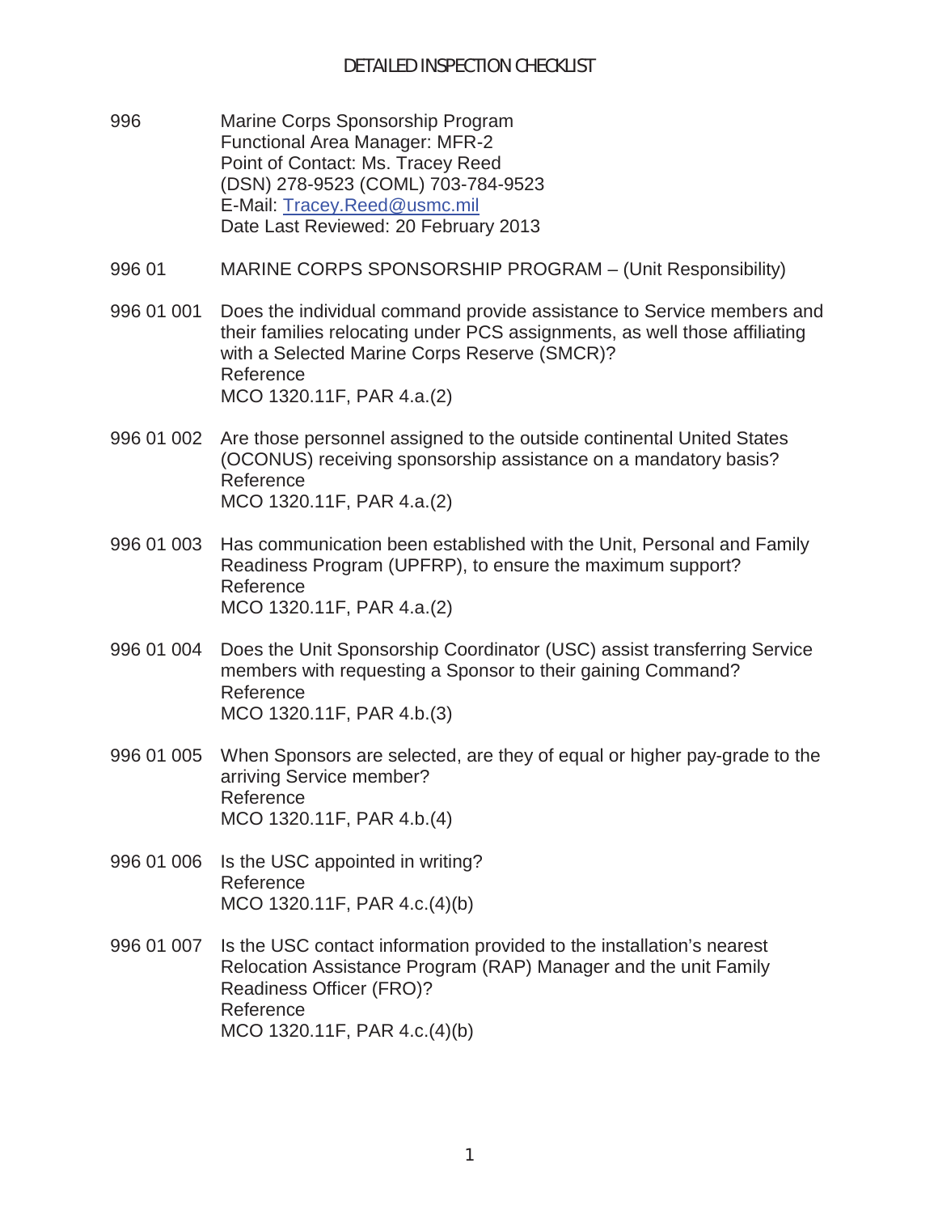# DETAILED INSPECTION CHECKLIST

**996** Marine Corps Sponsorship Program
Functional Area Manager: MFR-2
Point of Contact: Ms. Tracey Reed
(DSN) 278-9523 (COML) 703-784-9523
E-Mail: Tracey.Reed@usmc.mil
Date Last Reviewed: 20 February 2013

## 996 01 MARINE CORPS SPONSORSHIP PROGRAM – (Unit Responsibility)

**996 01 001** Does the individual command provide assistance to Service members and their families relocating under PCS assignments, as well those affiliating with a Selected Marine Corps Reserve (SMCR)?
Reference
MCO 1320.11F, PAR 4.a.(2)

**996 01 002** Are those personnel assigned to the outside continental United States (OCONUS) receiving sponsorship assistance on a mandatory basis?
Reference
MCO 1320.11F, PAR 4.a.(2)

**996 01 003** Has communication been established with the Unit, Personal and Family Readiness Program (UPFRP), to ensure the maximum support?
Reference
MCO 1320.11F, PAR 4.a.(2)

**996 01 004** Does the Unit Sponsorship Coordinator (USC) assist transferring Service members with requesting a Sponsor to their gaining Command?
Reference
MCO 1320.11F, PAR 4.b.(3)

**996 01 005** When Sponsors are selected, are they of equal or higher pay-grade to the arriving Service member?
Reference
MCO 1320.11F, PAR 4.b.(4)

**996 01 006** Is the USC appointed in writing?
Reference
MCO 1320.11F, PAR 4.c.(4)(b)

**996 01 007** Is the USC contact information provided to the installation's nearest Relocation Assistance Program (RAP) Manager and the unit Family Readiness Officer (FRO)?
Reference
MCO 1320.11F, PAR 4.c.(4)(b)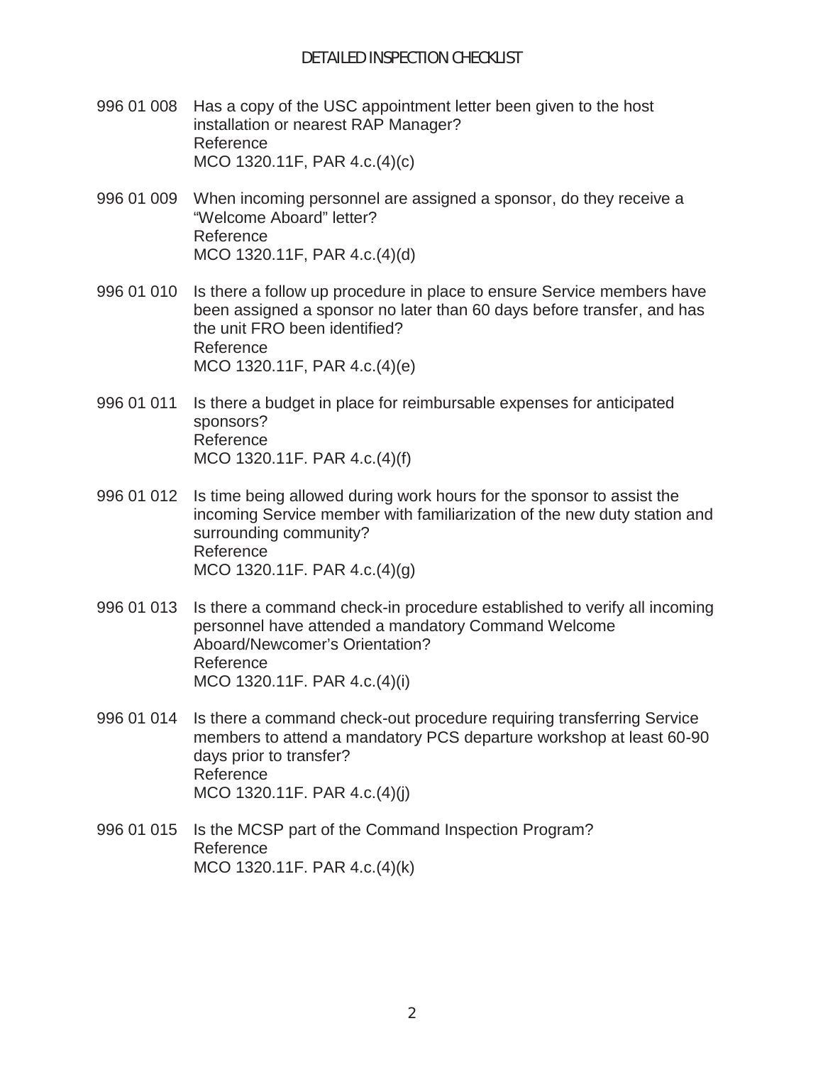996 01 008 Has a copy of the USC appointment letter been given to the host installation or nearest RAP Manager?
Reference
MCO 1320.11F, PAR 4.c.(4)(c)

996 01 009 When incoming personnel are assigned a sponsor, do they receive a "Welcome Aboard" letter?
Reference
MCO 1320.11F, PAR 4.c.(4)(d)

996 01 010 Is there a follow up procedure in place to ensure Service members have been assigned a sponsor no later than 60 days before transfer, and has the unit FRO been identified?
Reference
MCO 1320.11F, PAR 4.c.(4)(e)

996 01 011 Is there a budget in place for reimbursable expenses for anticipated sponsors?
Reference
MCO 1320.11F. PAR 4.c.(4)(f)

996 01 012 Is time being allowed during work hours for the sponsor to assist the incoming Service member with familiarization of the new duty station and surrounding community?
Reference
MCO 1320.11F. PAR 4.c.(4)(g)

996 01 013 Is there a command check-in procedure established to verify all incoming personnel have attended a mandatory Command Welcome Aboard/Newcomer's Orientation?
Reference
MCO 1320.11F. PAR 4.c.(4)(i)

996 01 014 Is there a command check-out procedure requiring transferring Service members to attend a mandatory PCS departure workshop at least 60-90 days prior to transfer?
Reference
MCO 1320.11F. PAR 4.c.(4)(j)

996 01 015 Is the MCSP part of the Command Inspection Program?
Reference
MCO 1320.11F. PAR 4.c.(4)(k)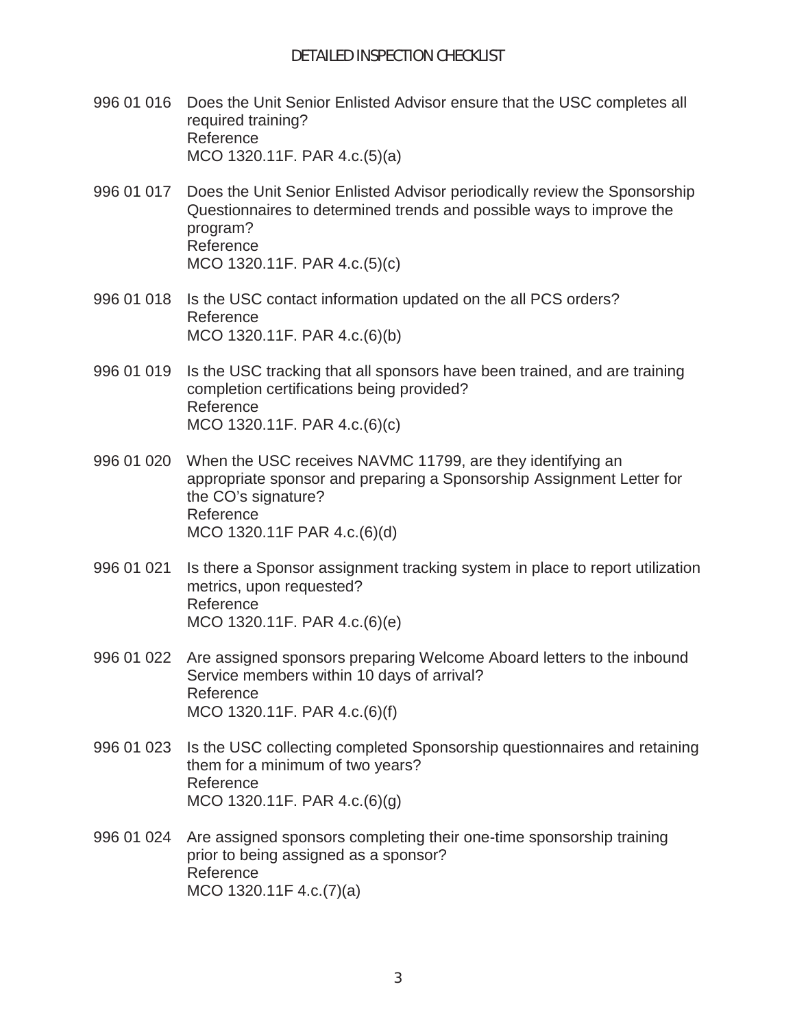DETAILED INSPECTION CHECKLIST

996 01 016 Does the Unit Senior Enlisted Advisor ensure that the USC completes all required training?
Reference
MCO 1320.11F. PAR 4.c.(5)(a)

996 01 017 Does the Unit Senior Enlisted Advisor periodically review the Sponsorship Questionnaires to determined trends and possible ways to improve the program?
Reference
MCO 1320.11F. PAR 4.c.(5)(c)

996 01 018 Is the USC contact information updated on the all PCS orders?
Reference
MCO 1320.11F. PAR 4.c.(6)(b)

996 01 019 Is the USC tracking that all sponsors have been trained, and are training completion certifications being provided?
Reference
MCO 1320.11F. PAR 4.c.(6)(c)

996 01 020 When the USC receives NAVMC 11799, are they identifying an appropriate sponsor and preparing a Sponsorship Assignment Letter for the CO's signature?
Reference
MCO 1320.11F PAR 4.c.(6)(d)

996 01 021 Is there a Sponsor assignment tracking system in place to report utilization metrics, upon requested?
Reference
MCO 1320.11F. PAR 4.c.(6)(e)

996 01 022 Are assigned sponsors preparing Welcome Aboard letters to the inbound Service members within 10 days of arrival?
Reference
MCO 1320.11F. PAR 4.c.(6)(f)

996 01 023 Is the USC collecting completed Sponsorship questionnaires and retaining them for a minimum of two years?
Reference
MCO 1320.11F. PAR 4.c.(6)(g)

996 01 024 Are assigned sponsors completing their one-time sponsorship training prior to being assigned as a sponsor?
Reference
MCO 1320.11F 4.c.(7)(a)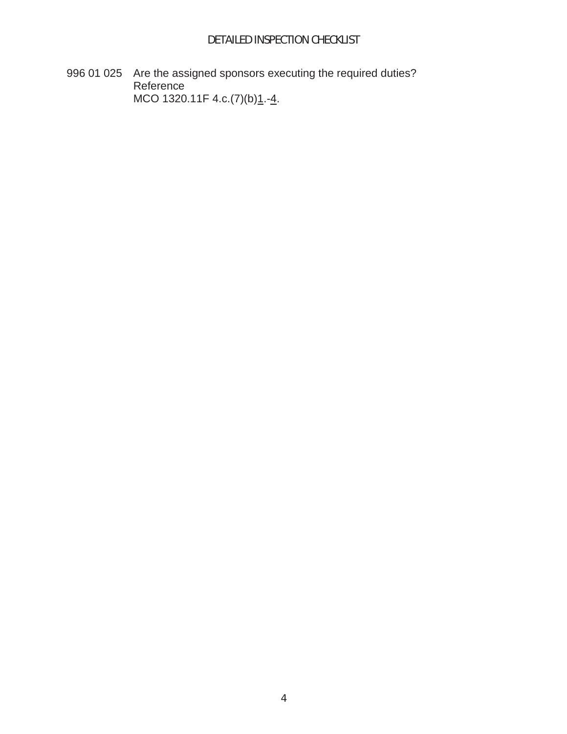DETAILED INSPECTION CHECKLIST

996 01 025 Are the assigned sponsors executing the required duties?
Reference
MCO 1320.11F 4.c.(7)(b)1.-4.